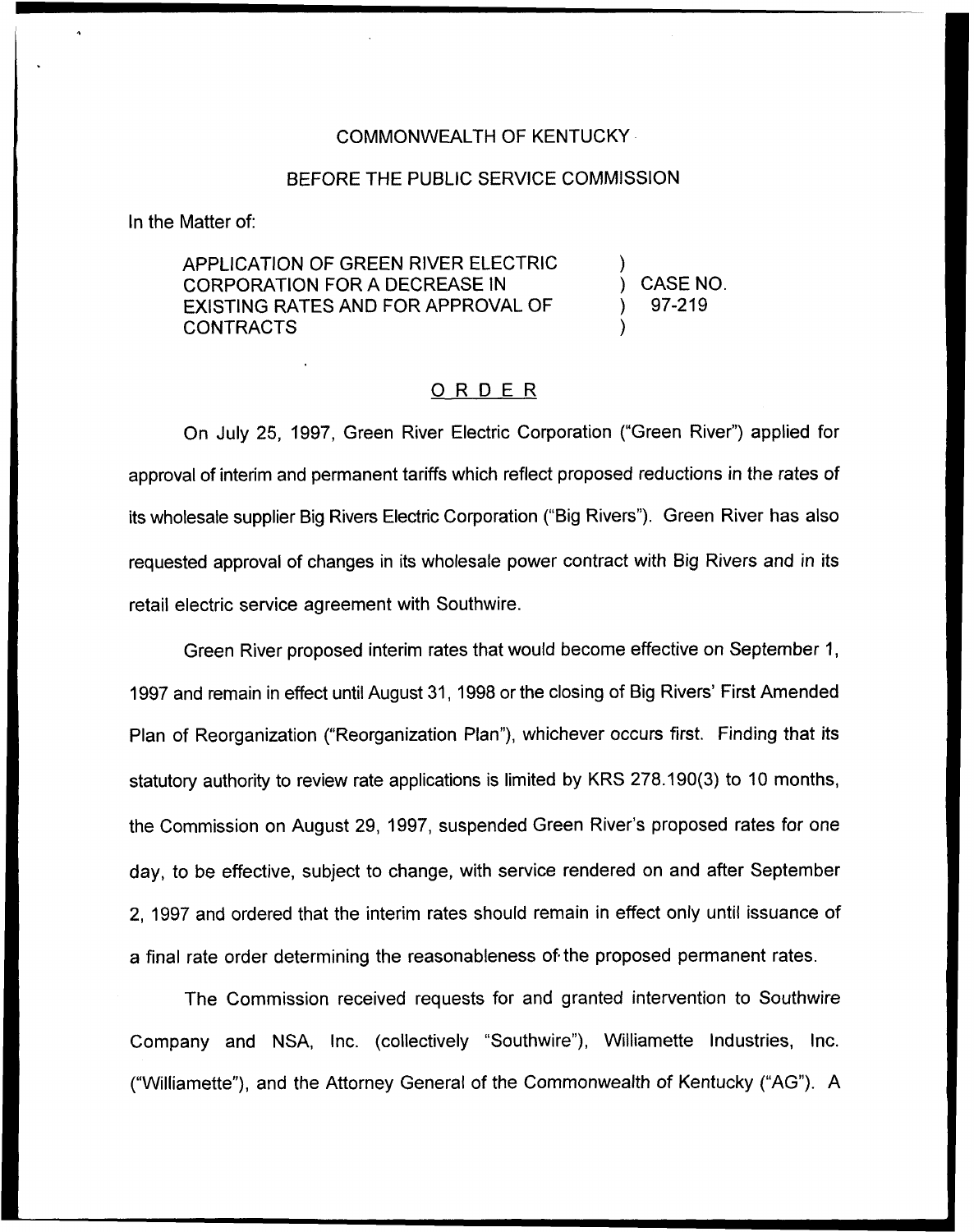COMMONWEALTH OF KENTUCKY

BEFORE THE PUBLIC SERVICE COMMISSION

In the Matter of:

| | | |
|---|---|---|
| APPLICATION OF GREEN RIVER ELECTRIC CORPORATION FOR A DECREASE IN EXISTING RATES AND FOR APPROVAL OF CONTRACTS | ) ) ) ) | CASE NO. 97-219 |

## ORDER

On July 25, 1997, Green River Electric Corporation ("Green River") applied for approval of interim and permanent tariffs which reflect proposed reductions in the rates of its wholesale supplier Big Rivers Electric Corporation ("Big Rivers"). Green River has also requested approval of changes in its wholesale power contract with Big Rivers and in its retail electric service agreement with Southwire.

Green River proposed interim rates that would become effective on September 1, 1997 and remain in effect until August 31, 1998 or the closing of Big Rivers' First Amended Plan of Reorganization ("Reorganization Plan"), whichever occurs first. Finding that its statutory authority to review rate applications is limited by KRS 278.190(3) to 10 months, the Commission on August 29, 1997, suspended Green River's proposed rates for one day, to be effective, subject to change, with service rendered on and after September 2, 1997 and ordered that the interim rates should remain in effect only until issuance of a final rate order determining the reasonableness of the proposed permanent rates.

The Commission received requests for and granted intervention to Southwire Company and NSA, Inc. (collectively "Southwire"), Williamette Industries, Inc. ("Williamette"), and the Attorney General of the Commonwealth of Kentucky ("AG"). A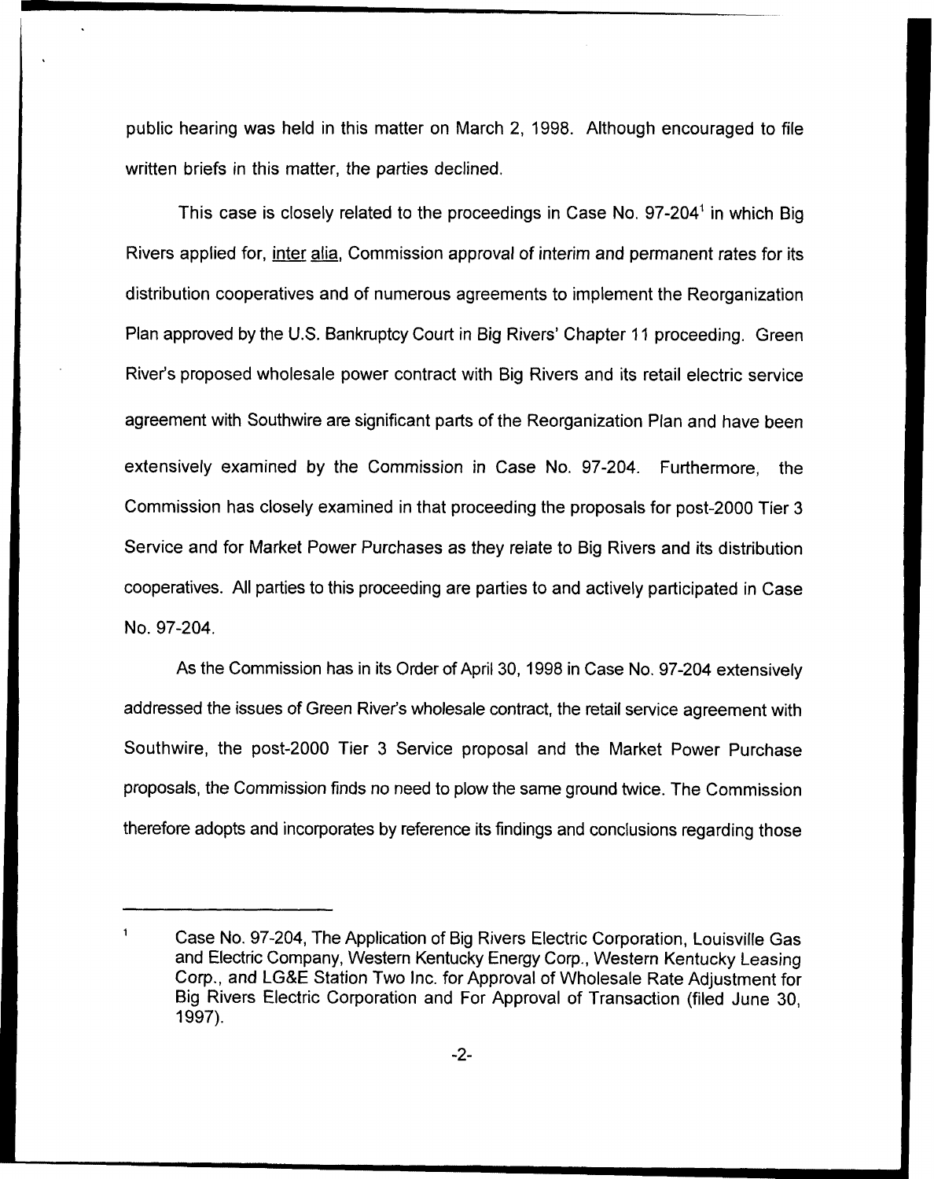public hearing was held in this matter on March 2, 1998. Although encouraged to file written briefs in this matter, the parties declined.

This case is closely related to the proceedings in Case No. 97-204[1] in which Big Rivers applied for, inter alia, Commission approval of interim and permanent rates for its distribution cooperatives and of numerous agreements to implement the Reorganization Plan approved by the U.S. Bankruptcy Court in Big Rivers' Chapter 11 proceeding. Green River's proposed wholesale power contract with Big Rivers and its retail electric service agreement with Southwire are significant parts of the Reorganization Plan and have been extensively examined by the Commission in Case No. 97-204. Furthermore, the Commission has closely examined in that proceeding the proposals for post-2000 Tier 3 Service and for Market Power Purchases as they relate to Big Rivers and its distribution cooperatives. All parties to this proceeding are parties to and actively participated in Case No. 97-204.

As the Commission has in its Order of April 30, 1998 in Case No. 97-204 extensively addressed the issues of Green River's wholesale contract, the retail service agreement with Southwire, the post-2000 Tier 3 Service proposal and the Market Power Purchase proposals, the Commission finds no need to plow the same ground twice. The Commission therefore adopts and incorporates by reference its findings and conclusions regarding those

---

[1] Case No. 97-204, The Application of Big Rivers Electric Corporation, Louisville Gas and Electric Company, Western Kentucky Energy Corp., Western Kentucky Leasing Corp., and LG&E Station Two Inc. for Approval of Wholesale Rate Adjustment for Big Rivers Electric Corporation and For Approval of Transaction (filed June 30, 1997).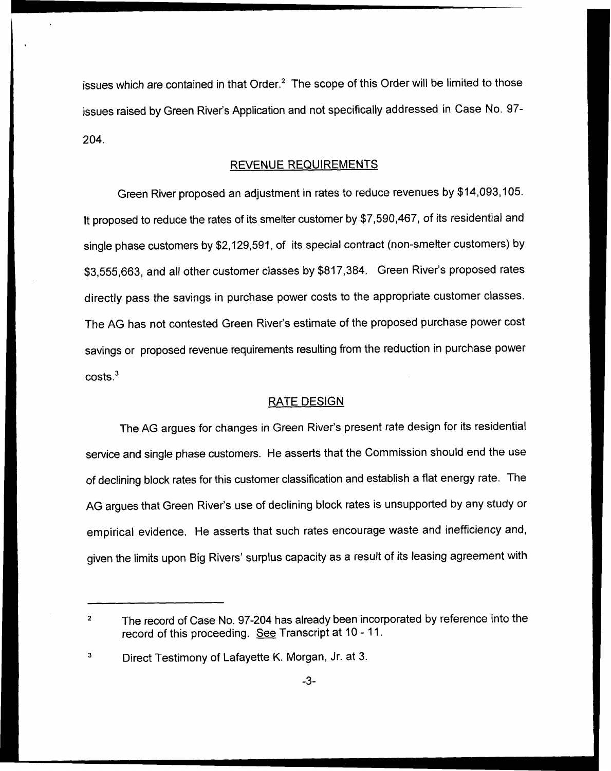issues which are contained in that Order.[2] The scope of this Order will be limited to those issues raised by Green River's Application and not specifically addressed in Case No. 97-204.

## REVENUE REQUIREMENTS

Green River proposed an adjustment in rates to reduce revenues by $14,093,105. It proposed to reduce the rates of its smelter customer by $7,590,467, of its residential and single phase customers by $2,129,591, of its special contract (non-smelter customers) by $3,555,663, and all other customer classes by $817,384. Green River's proposed rates directly pass the savings in purchase power costs to the appropriate customer classes. The AG has not contested Green River's estimate of the proposed purchase power cost savings or proposed revenue requirements resulting from the reduction in purchase power costs.[3]

## RATE DESIGN

The AG argues for changes in Green River's present rate design for its residential service and single phase customers. He asserts that the Commission should end the use of declining block rates for this customer classification and establish a flat energy rate. The AG argues that Green River's use of declining block rates is unsupported by any study or empirical evidence. He asserts that such rates encourage waste and inefficiency and, given the limits upon Big Rivers' surplus capacity as a result of its leasing agreement with

---

[2] The record of Case No. 97-204 has already been incorporated by reference into the record of this proceeding. See Transcript at 10 - 11.

[3] Direct Testimony of Lafayette K. Morgan, Jr. at 3.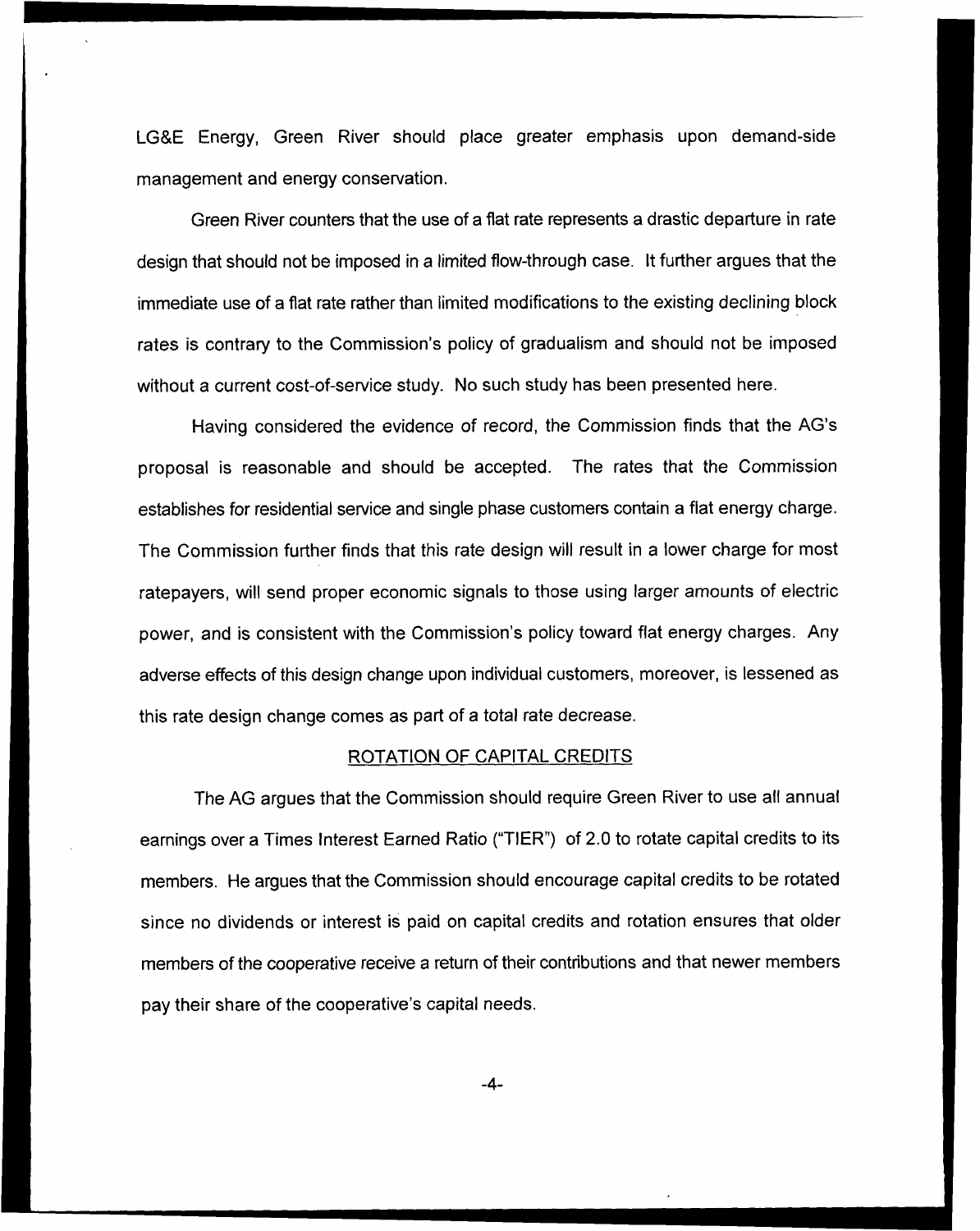LG&E Energy, Green River should place greater emphasis upon demand-side management and energy conservation.

Green River counters that the use of a flat rate represents a drastic departure in rate design that should not be imposed in a limited flow-through case. It further argues that the immediate use of a flat rate rather than limited modifications to the existing declining block rates is contrary to the Commission's policy of gradualism and should not be imposed without a current cost-of-service study. No such study has been presented here.

Having considered the evidence of record, the Commission finds that the AG's proposal is reasonable and should be accepted. The rates that the Commission establishes for residential service and single phase customers contain a flat energy charge. The Commission further finds that this rate design will result in a lower charge for most ratepayers, will send proper economic signals to those using larger amounts of electric power, and is consistent with the Commission's policy toward flat energy charges. Any adverse effects of this design change upon individual customers, moreover, is lessened as this rate design change comes as part of a total rate decrease.

## ROTATION OF CAPITAL CREDITS

The AG argues that the Commission should require Green River to use all annual earnings over a Times Interest Earned Ratio ("TIER") of 2.0 to rotate capital credits to its members. He argues that the Commission should encourage capital credits to be rotated since no dividends or interest is paid on capital credits and rotation ensures that older members of the cooperative receive a return of their contributions and that newer members pay their share of the cooperative's capital needs.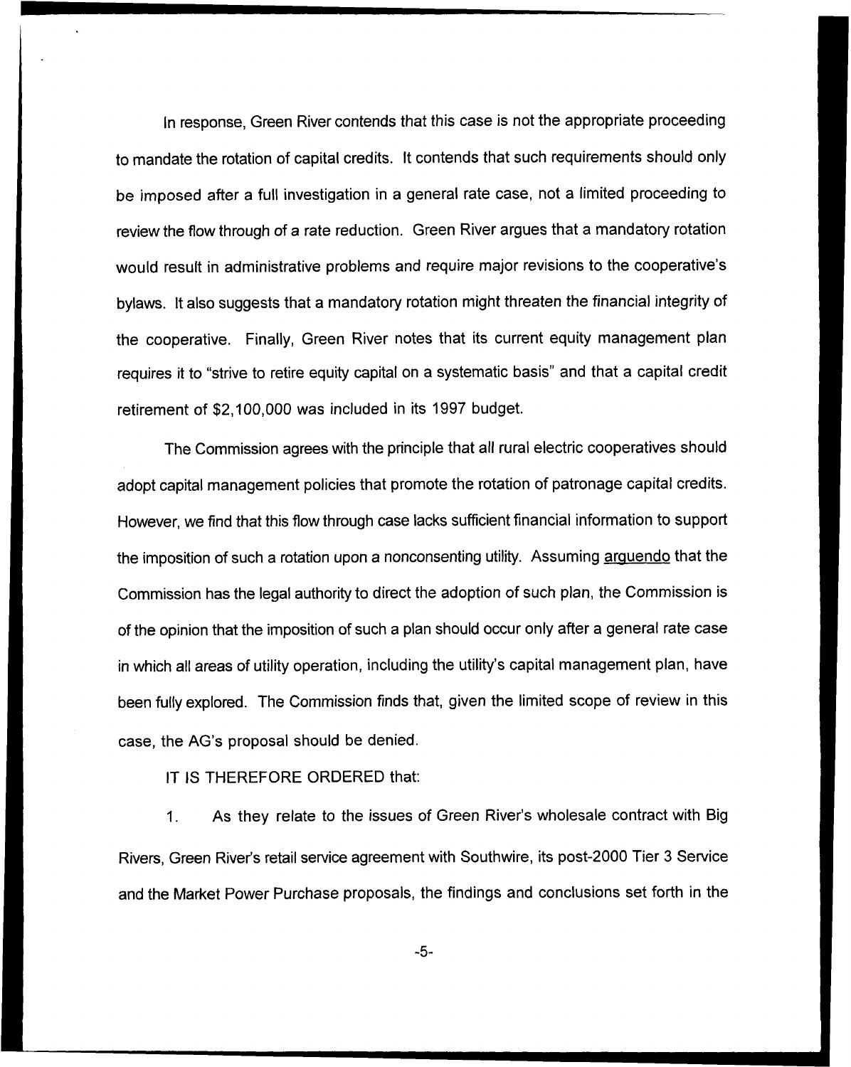In response, Green River contends that this case is not the appropriate proceeding to mandate the rotation of capital credits. It contends that such requirements should only be imposed after a full investigation in a general rate case, not a limited proceeding to review the flow through of a rate reduction. Green River argues that a mandatory rotation would result in administrative problems and require major revisions to the cooperative's bylaws. It also suggests that a mandatory rotation might threaten the financial integrity of the cooperative. Finally, Green River notes that its current equity management plan requires it to "strive to retire equity capital on a systematic basis" and that a capital credit retirement of $2,100,000 was included in its 1997 budget.

The Commission agrees with the principle that all rural electric cooperatives should adopt capital management policies that promote the rotation of patronage capital credits. However, we find that this flow through case lacks sufficient financial information to support the imposition of such a rotation upon a nonconsenting utility. Assuming arguendo that the Commission has the legal authority to direct the adoption of such plan, the Commission is of the opinion that the imposition of such a plan should occur only after a general rate case in which all areas of utility operation, including the utility's capital management plan, have been fully explored. The Commission finds that, given the limited scope of review in this case, the AG's proposal should be denied.

IT IS THEREFORE ORDERED that:

1. As they relate to the issues of Green River's wholesale contract with Big Rivers, Green River's retail service agreement with Southwire, its post-2000 Tier 3 Service and the Market Power Purchase proposals, the findings and conclusions set forth in the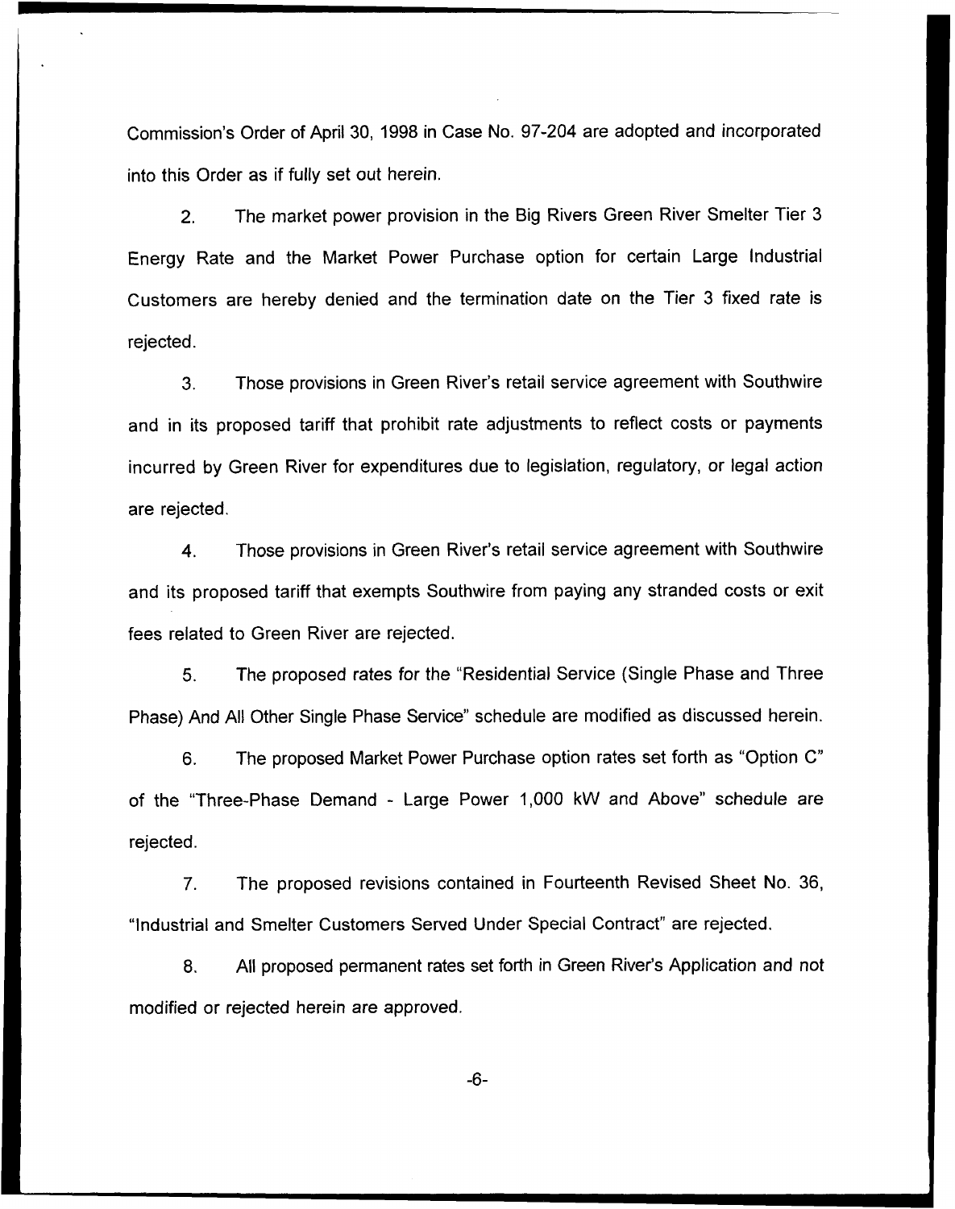Commission's Order of April 30, 1998 in Case No. 97-204 are adopted and incorporated into this Order as if fully set out herein.

2. The market power provision in the Big Rivers Green River Smelter Tier 3 Energy Rate and the Market Power Purchase option for certain Large Industrial Customers are hereby denied and the termination date on the Tier 3 fixed rate is rejected.

3. Those provisions in Green River's retail service agreement with Southwire and in its proposed tariff that prohibit rate adjustments to reflect costs or payments incurred by Green River for expenditures due to legislation, regulatory, or legal action are rejected.

4. Those provisions in Green River's retail service agreement with Southwire and its proposed tariff that exempts Southwire from paying any stranded costs or exit fees related to Green River are rejected.

5. The proposed rates for the "Residential Service (Single Phase and Three Phase) And All Other Single Phase Service" schedule are modified as discussed herein.

6. The proposed Market Power Purchase option rates set forth as "Option C" of the "Three-Phase Demand - Large Power 1,000 kW and Above" schedule are rejected.

7. The proposed revisions contained in Fourteenth Revised Sheet No. 36, "Industrial and Smelter Customers Served Under Special Contract" are rejected.

8. All proposed permanent rates set forth in Green River's Application and not modified or rejected herein are approved.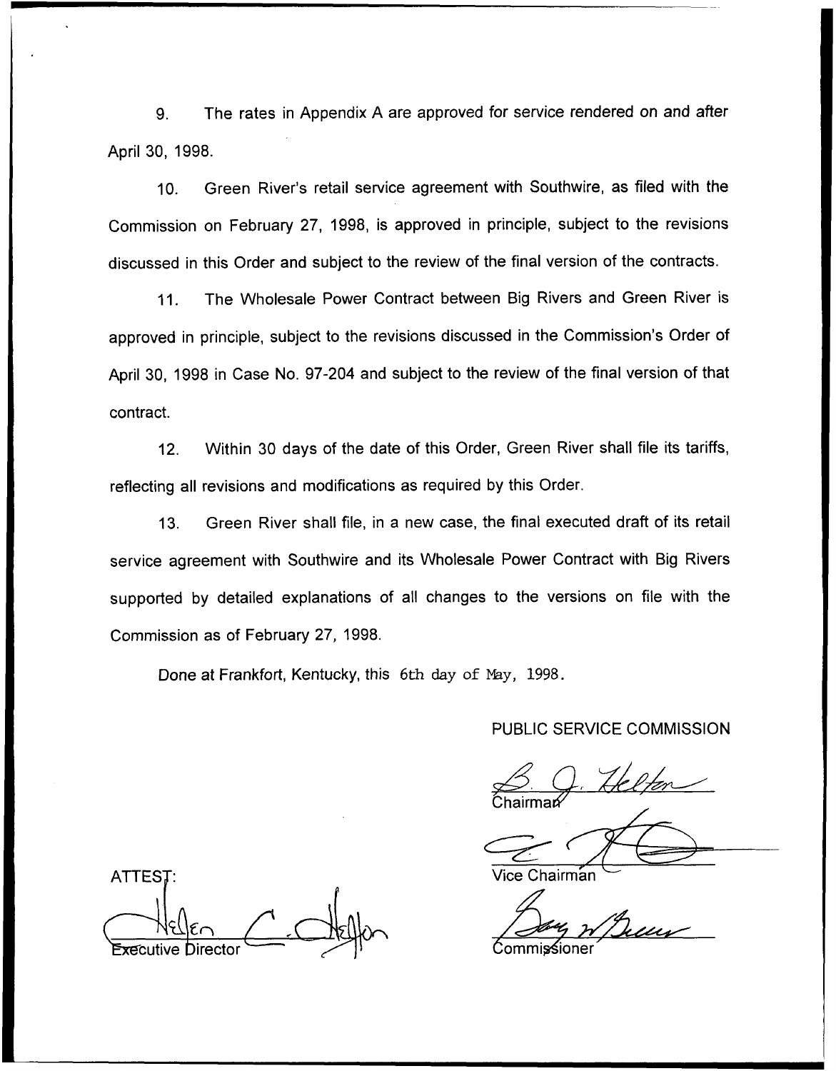9. The rates in Appendix A are approved for service rendered on and after April 30, 1998.

10. Green River's retail service agreement with Southwire, as filed with the Commission on February 27, 1998, is approved in principle, subject to the revisions discussed in this Order and subject to the review of the final version of the contracts.

11. The Wholesale Power Contract between Big Rivers and Green River is approved in principle, subject to the revisions discussed in the Commission's Order of April 30, 1998 in Case No. 97-204 and subject to the review of the final version of that contract.

12. Within 30 days of the date of this Order, Green River shall file its tariffs, reflecting all revisions and modifications as required by this Order.

13. Green River shall file, in a new case, the final executed draft of its retail service agreement with Southwire and its Wholesale Power Contract with Big Rivers supported by detailed explanations of all changes to the versions on file with the Commission as of February 27, 1998.

Done at Frankfort, Kentucky, this 6th day of May, 1998.

PUBLIC SERVICE COMMISSION

Chairman

Vice Chairman

Commissioner

ATTEST:

Executive Director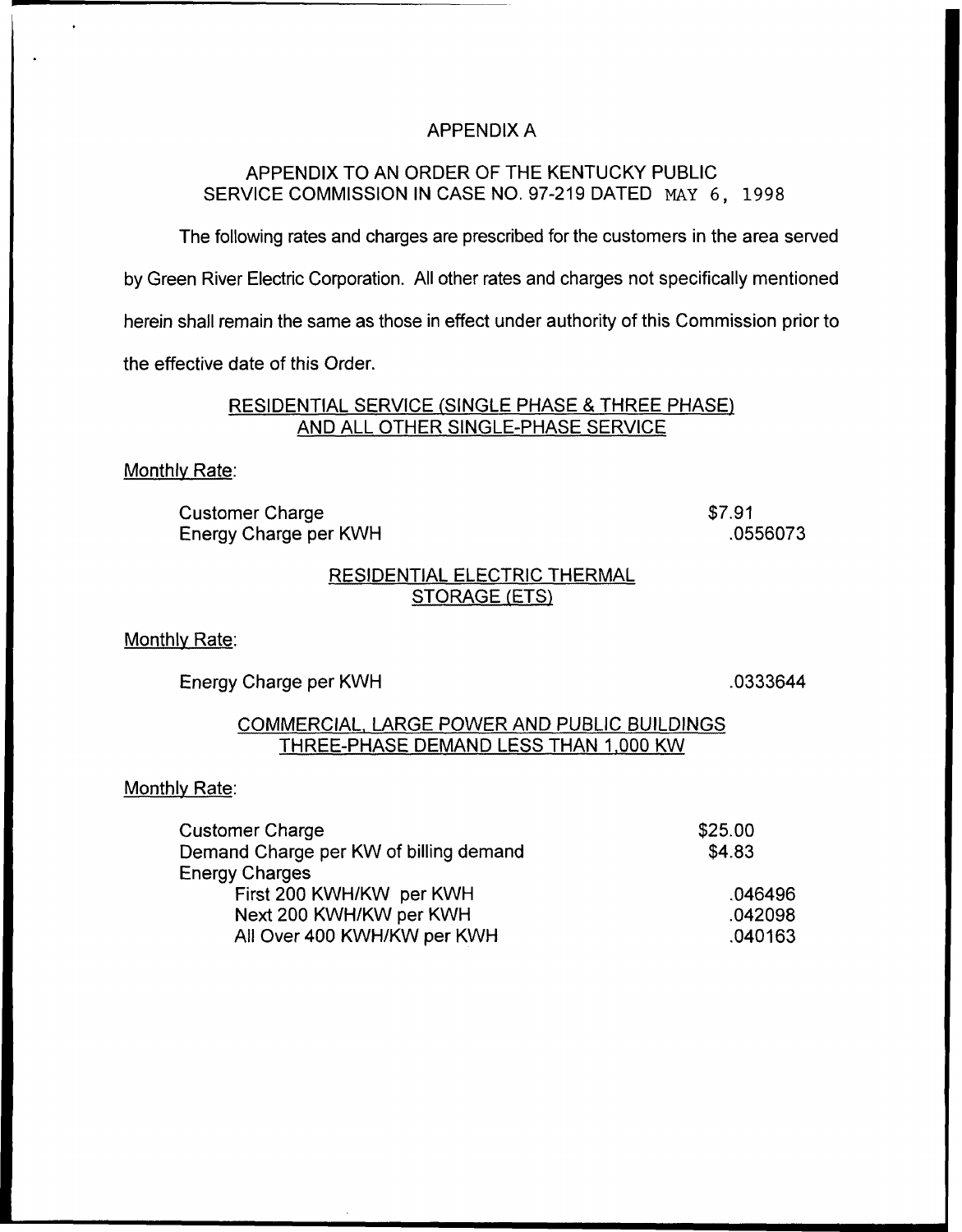# APPENDIX A

## APPENDIX TO AN ORDER OF THE KENTUCKY PUBLIC SERVICE COMMISSION IN CASE NO. 97-219 DATED MAY 6, 1998

The following rates and charges are prescribed for the customers in the area served by Green River Electric Corporation. All other rates and charges not specifically mentioned herein shall remain the same as those in effect under authority of this Commission prior to the effective date of this Order.

### RESIDENTIAL SERVICE (SINGLE PHASE & THREE PHASE) AND ALL OTHER SINGLE-PHASE SERVICE

Monthly Rate:

| | |
|---|---|
| Customer Charge | $7.91 |
| Energy Charge per KWH | .0556073 |

### RESIDENTIAL ELECTRIC THERMAL STORAGE (ETS)

Monthly Rate:

| | |
|---|---|
| Energy Charge per KWH | .0333644 |

### COMMERCIAL, LARGE POWER AND PUBLIC BUILDINGS THREE-PHASE DEMAND LESS THAN 1,000 KW

Monthly Rate:

| | |
|---|---|
| Customer Charge | $25.00 |
| Demand Charge per KW of billing demand | $4.83 |
| Energy Charges | |
| First 200 KWH/KW per KWH | .046496 |
| Next 200 KWH/KW per KWH | .042098 |
| All Over 400 KWH/KW per KWH | .040163 |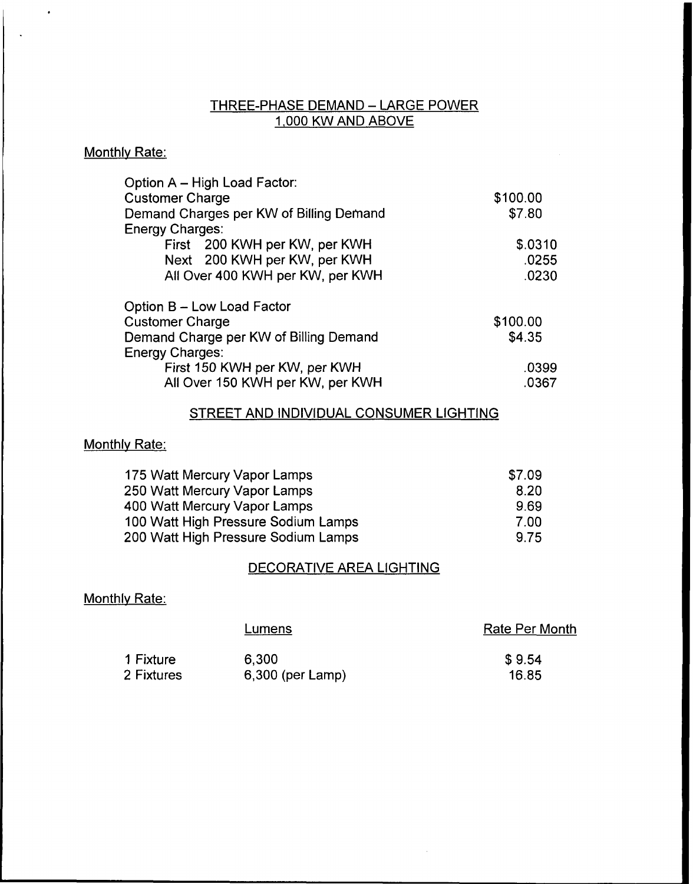## THREE-PHASE DEMAND – LARGE POWER
## 1,000 KW AND ABOVE

Monthly Rate:

| | |
|---|---|
| Option A – High Load Factor: | |
| Customer Charge | $100.00 |
| Demand Charges per KW of Billing Demand | $7.80 |
| Energy Charges: | |
| First 200 KWH per KW, per KWH | $.0310 |
| Next 200 KWH per KW, per KWH | .0255 |
| All Over 400 KWH per KW, per KWH | .0230 |

| | |
|---|---|
| Option B – Low Load Factor | |
| Customer Charge | $100.00 |
| Demand Charge per KW of Billing Demand | $4.35 |
| Energy Charges: | |
| First 150 KWH per KW, per KWH | .0399 |
| All Over 150 KWH per KW, per KWH | .0367 |

## STREET AND INDIVIDUAL CONSUMER LIGHTING

Monthly Rate:

| | |
|---|---|
| 175 Watt Mercury Vapor Lamps | $7.09 |
| 250 Watt Mercury Vapor Lamps | 8.20 |
| 400 Watt Mercury Vapor Lamps | 9.69 |
| 100 Watt High Pressure Sodium Lamps | 7.00 |
| 200 Watt High Pressure Sodium Lamps | 9.75 |

## DECORATIVE AREA LIGHTING

Monthly Rate:

| | Lumens | Rate Per Month |
|---|---|---|
| 1 Fixture | 6,300 | $ 9.54 |
| 2 Fixtures | 6,300 (per Lamp) | 16.85 |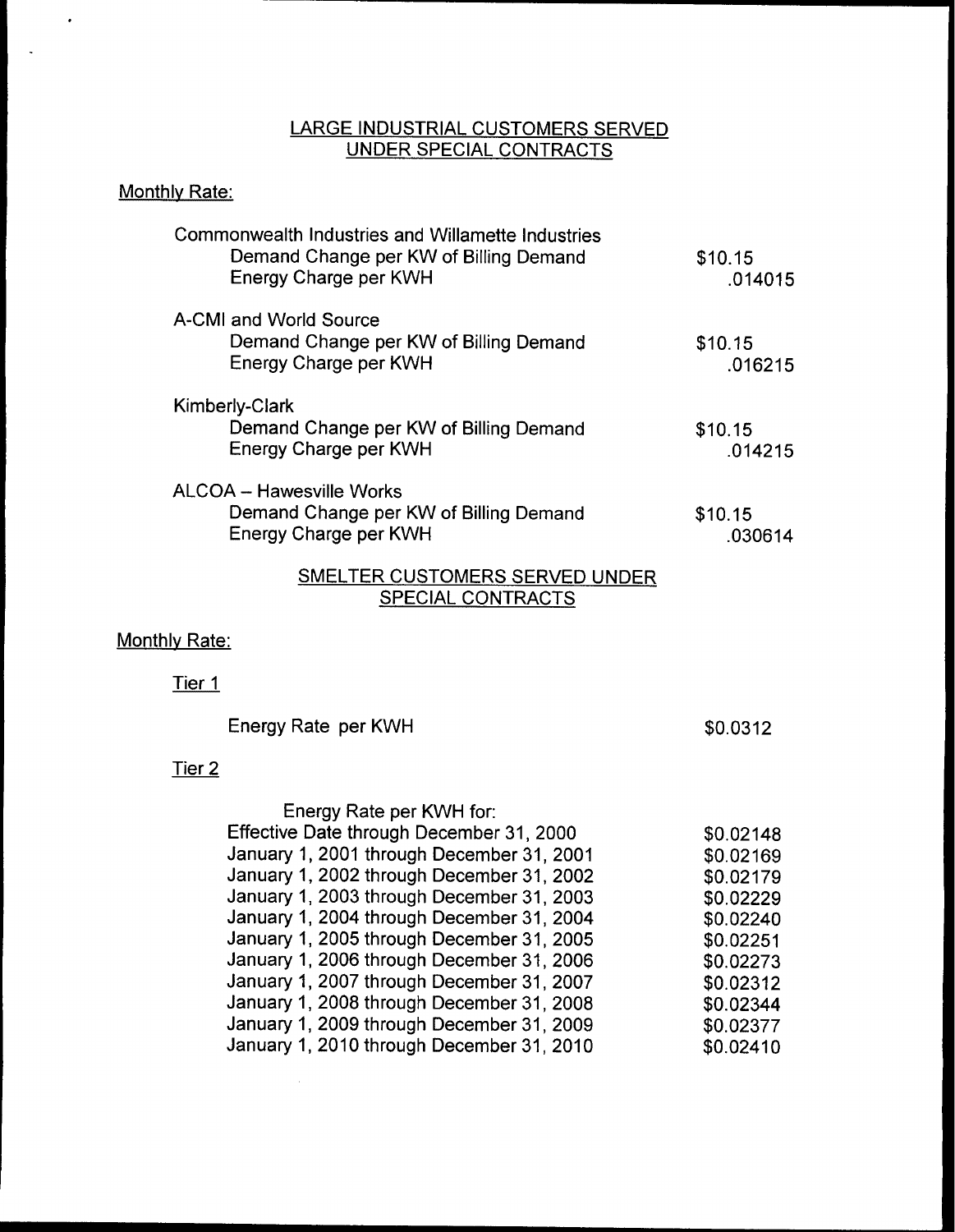## LARGE INDUSTRIAL CUSTOMERS SERVED UNDER SPECIAL CONTRACTS

Monthly Rate:

| | |
|---|---|
| Commonwealth Industries and Willamette Industries | |
| Demand Change per KW of Billing Demand | $10.15 |
| Energy Charge per KWH | .014015 |
| A-CMI and World Source | |
| Demand Change per KW of Billing Demand | $10.15 |
| Energy Charge per KWH | .016215 |
| Kimberly-Clark | |
| Demand Change per KW of Billing Demand | $10.15 |
| Energy Charge per KWH | .014215 |
| ALCOA – Hawesville Works | |
| Demand Change per KW of Billing Demand | $10.15 |
| Energy Charge per KWH | .030614 |

## SMELTER CUSTOMERS SERVED UNDER SPECIAL CONTRACTS

Monthly Rate:

Tier 1

| | |
|---|---|
| Energy Rate per KWH | $0.0312 |

Tier 2

| Energy Rate per KWH for: | |
|---|---|
| Effective Date through December 31, 2000 | $0.02148 |
| January 1, 2001 through December 31, 2001 | $0.02169 |
| January 1, 2002 through December 31, 2002 | $0.02179 |
| January 1, 2003 through December 31, 2003 | $0.02229 |
| January 1, 2004 through December 31, 2004 | $0.02240 |
| January 1, 2005 through December 31, 2005 | $0.02251 |
| January 1, 2006 through December 31, 2006 | $0.02273 |
| January 1, 2007 through December 31, 2007 | $0.02312 |
| January 1, 2008 through December 31, 2008 | $0.02344 |
| January 1, 2009 through December 31, 2009 | $0.02377 |
| January 1, 2010 through December 31, 2010 | $0.02410 |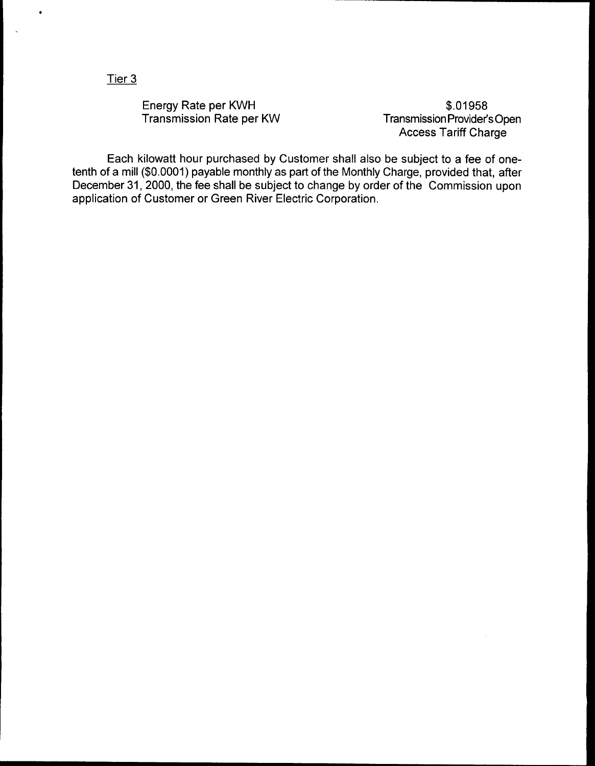Tier 3

| | |
|---|---|
| Energy Rate per KWH | \$.01958 |
| Transmission Rate per KW | Transmission Provider's Open Access Tariff Charge |

Each kilowatt hour purchased by Customer shall also be subject to a fee of one-tenth of a mill (\$0.0001) payable monthly as part of the Monthly Charge, provided that, after December 31, 2000, the fee shall be subject to change by order of the Commission upon application of Customer or Green River Electric Corporation.